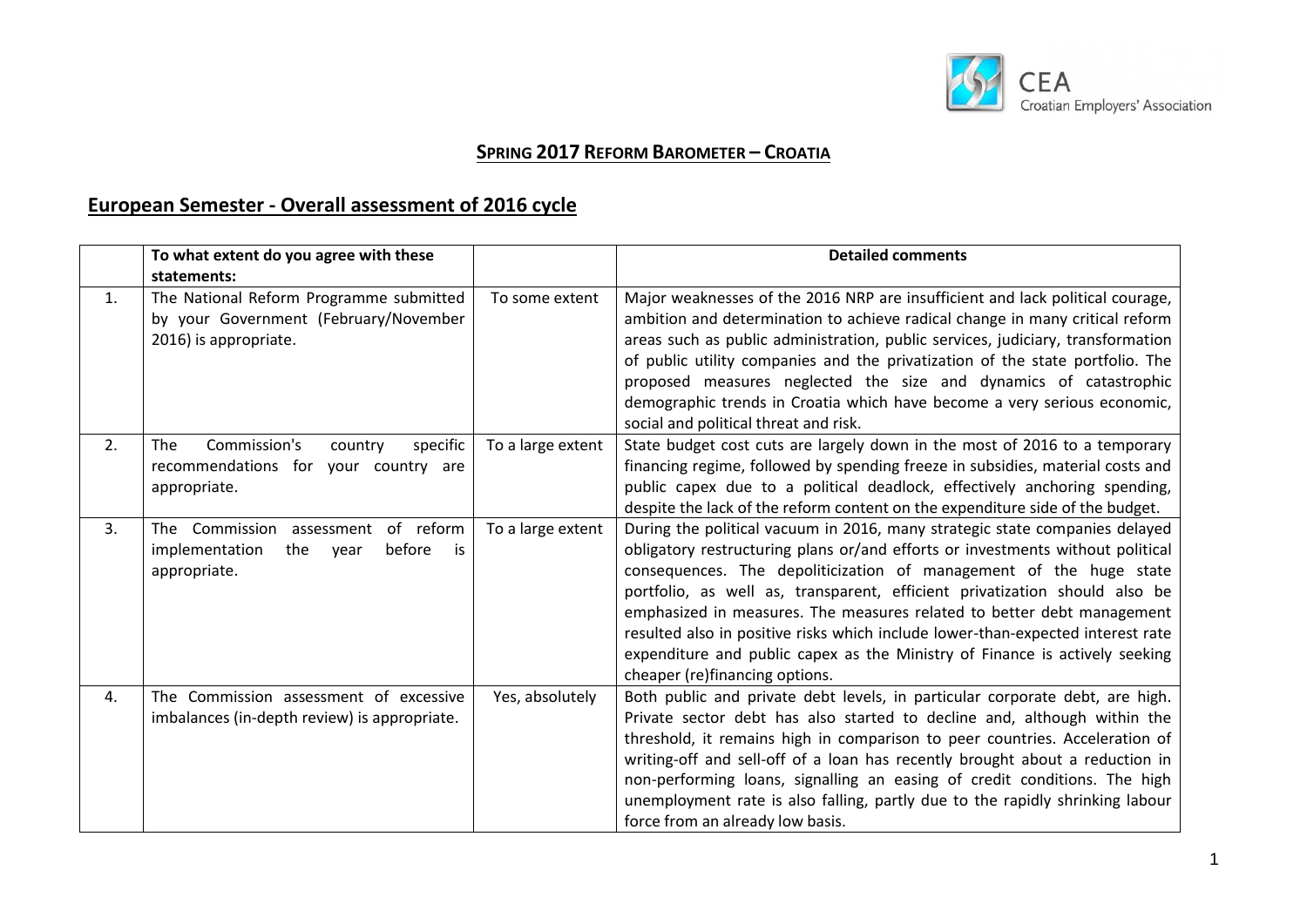CEA
Croatian Employers' Association

## SPRING 2017 REFORM BAROMETER – CROATIA

## European Semester - Overall assessment of 2016 cycle

| | To what extent do you agree with these statements: | | Detailed comments |
|---|---|---|---|
| 1. | The National Reform Programme submitted by your Government (February/November 2016) is appropriate. | To some extent | Major weaknesses of the 2016 NRP are insufficient and lack political courage, ambition and determination to achieve radical change in many critical reform areas such as public administration, public services, judiciary, transformation of public utility companies and the privatization of the state portfolio. The proposed measures neglected the size and dynamics of catastrophic demographic trends in Croatia which have become a very serious economic, social and political threat and risk. |
| 2. | The Commission's country specific recommendations for your country are appropriate. | To a large extent | State budget cost cuts are largely down in the most of 2016 to a temporary financing regime, followed by spending freeze in subsidies, material costs and public capex due to a political deadlock, effectively anchoring spending, despite the lack of the reform content on the expenditure side of the budget. |
| 3. | The Commission assessment of reform implementation the year before is appropriate. | To a large extent | During the political vacuum in 2016, many strategic state companies delayed obligatory restructuring plans or/and efforts or investments without political consequences. The depoliticization of management of the huge state portfolio, as well as, transparent, efficient privatization should also be emphasized in measures. The measures related to better debt management resulted also in positive risks which include lower-than-expected interest rate expenditure and public capex as the Ministry of Finance is actively seeking cheaper (re)financing options. |
| 4. | The Commission assessment of excessive imbalances (in-depth review) is appropriate. | Yes, absolutely | Both public and private debt levels, in particular corporate debt, are high. Private sector debt has also started to decline and, although within the threshold, it remains high in comparison to peer countries. Acceleration of writing-off and sell-off of a loan has recently brought about a reduction in non-performing loans, signalling an easing of credit conditions. The high unemployment rate is also falling, partly due to the rapidly shrinking labour force from an already low basis. |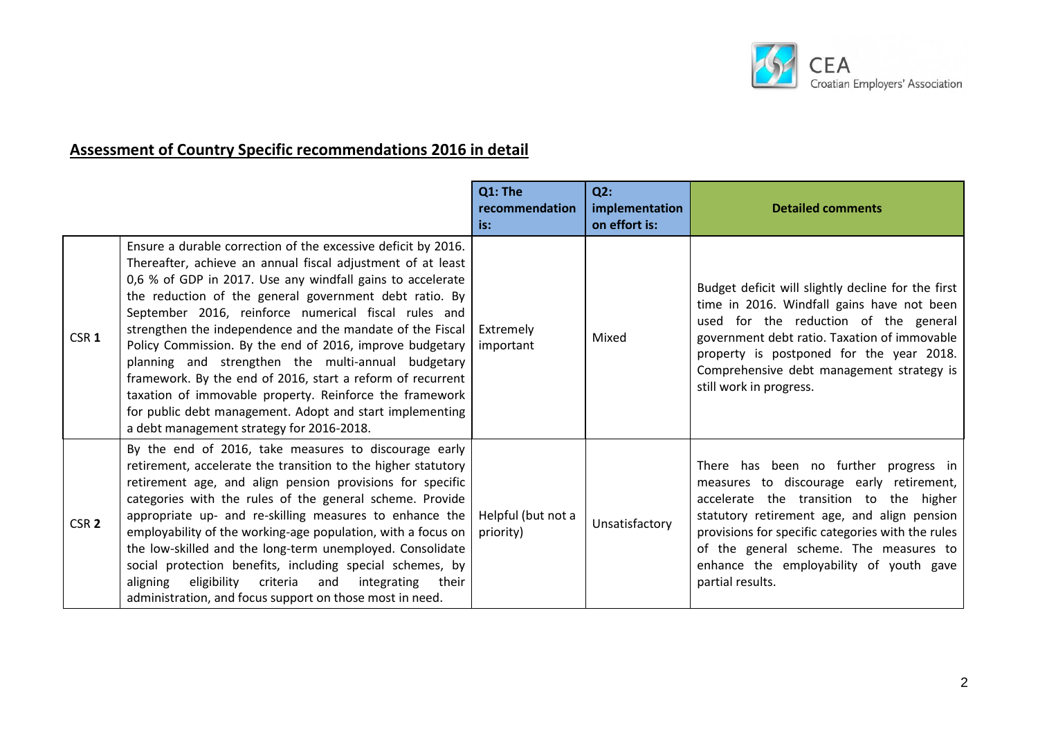## Assessment of Country Specific recommendations 2016 in detail

| | | Q1: The recommendation is: | Q2: implementation on effort is: | Detailed comments |
|---|---|---|---|---|
| CSR **1** | Ensure a durable correction of the excessive deficit by 2016. Thereafter, achieve an annual fiscal adjustment of at least 0,6 % of GDP in 2017. Use any windfall gains to accelerate the reduction of the general government debt ratio. By September 2016, reinforce numerical fiscal rules and strengthen the independence and the mandate of the Fiscal Policy Commission. By the end of 2016, improve budgetary planning and strengthen the multi-annual budgetary framework. By the end of 2016, start a reform of recurrent taxation of immovable property. Reinforce the framework for public debt management. Adopt and start implementing a debt management strategy for 2016-2018. | Extremely important | Mixed | Budget deficit will slightly decline for the first time in 2016. Windfall gains have not been used for the reduction of the general government debt ratio. Taxation of immovable property is postponed for the year 2018. Comprehensive debt management strategy is still work in progress. |
| CSR **2** | By the end of 2016, take measures to discourage early retirement, accelerate the transition to the higher statutory retirement age, and align pension provisions for specific categories with the rules of the general scheme. Provide appropriate up- and re-skilling measures to enhance the employability of the working-age population, with a focus on the low-skilled and the long-term unemployed. Consolidate social protection benefits, including special schemes, by aligning eligibility criteria and integrating their administration, and focus support on those most in need. | Helpful (but not a priority) | Unsatisfactory | There has been no further progress in measures to discourage early retirement, accelerate the transition to the higher statutory retirement age, and align pension provisions for specific categories with the rules of the general scheme. The measures to enhance the employability of youth gave partial results. |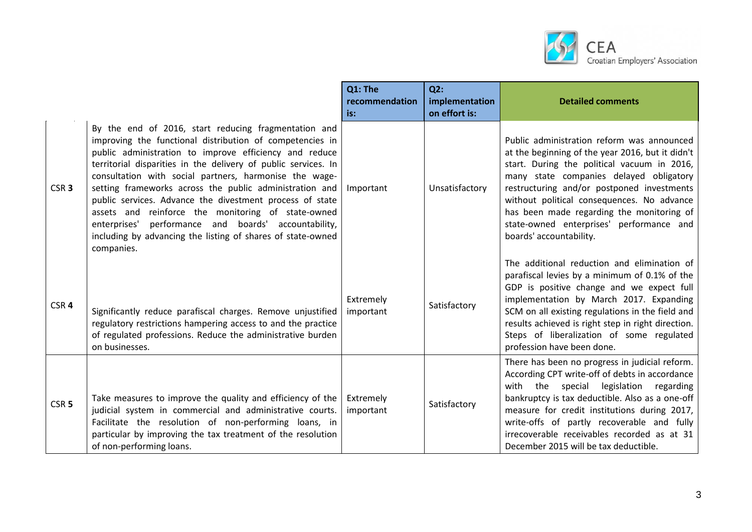| | | Q1: The recommendation is: | Q2: implementation on effort is: | Detailed comments |
|---|---|---|---|---|
| CSR **3** | By the end of 2016, start reducing fragmentation and improving the functional distribution of competencies in public administration to improve efficiency and reduce territorial disparities in the delivery of public services. In consultation with social partners, harmonise the wage-setting frameworks across the public administration and public services. Advance the divestment process of state assets and reinforce the monitoring of state-owned enterprises' performance and boards' accountability, including by advancing the listing of shares of state-owned companies. | Important | Unsatisfactory | Public administration reform was announced at the beginning of the year 2016, but it didn't start. During the political vacuum in 2016, many state companies delayed obligatory restructuring and/or postponed investments without political consequences. No advance has been made regarding the monitoring of state-owned enterprises' performance and boards' accountability. |
| CSR **4** | Significantly reduce parafiscal charges. Remove unjustified regulatory restrictions hampering access to and the practice of regulated professions. Reduce the administrative burden on businesses. | Extremely important | Satisfactory | The additional reduction and elimination of parafiscal levies by a minimum of 0.1% of the GDP is positive change and we expect full implementation by March 2017. Expanding SCM on all existing regulations in the field and results achieved is right step in right direction. Steps of liberalization of some regulated profession have been done. |
| CSR **5** | Take measures to improve the quality and efficiency of the judicial system in commercial and administrative courts. Facilitate the resolution of non-performing loans, in particular by improving the tax treatment of the resolution of non-performing loans. | Extremely important | Satisfactory | There has been no progress in judicial reform. According CPT write-off of debts in accordance with the special legislation regarding bankruptcy is tax deductible. Also as a one-off measure for credit institutions during 2017, write-offs of partly recoverable and fully irrecoverable receivables recorded as at 31 December 2015 will be tax deductible. |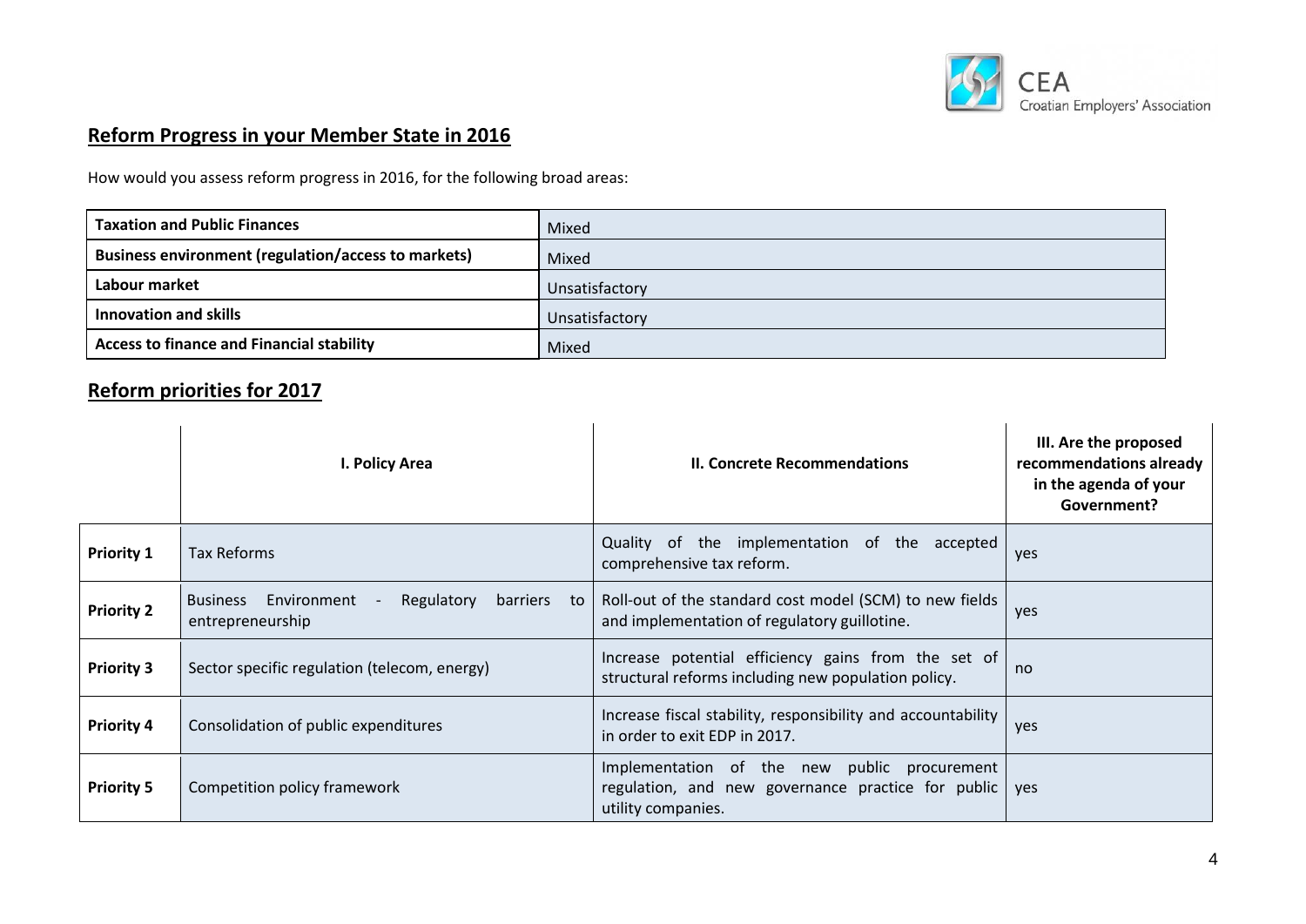## Reform Progress in your Member State in 2016

How would you assess reform progress in 2016, for the following broad areas:

| | |
|---|---|
| **Taxation and Public Finances** | Mixed |
| **Business environment (regulation/access to markets)** | Mixed |
| **Labour market** | Unsatisfactory |
| **Innovation and skills** | Unsatisfactory |
| **Access to finance and Financial stability** | Mixed |

## Reform priorities for 2017

| | I. Policy Area | II. Concrete Recommendations | III. Are the proposed recommendations already in the agenda of your Government? |
|---|---|---|---|
| **Priority 1** | Tax Reforms | Quality of the implementation of the accepted comprehensive tax reform. | yes |
| **Priority 2** | Business Environment - Regulatory barriers to entrepreneurship | Roll-out of the standard cost model (SCM) to new fields and implementation of regulatory guillotine. | yes |
| **Priority 3** | Sector specific regulation (telecom, energy) | Increase potential efficiency gains from the set of structural reforms including new population policy. | no |
| **Priority 4** | Consolidation of public expenditures | Increase fiscal stability, responsibility and accountability in order to exit EDP in 2017. | yes |
| **Priority 5** | Competition policy framework | Implementation of the new public procurement regulation, and new governance practice for public utility companies. | yes |